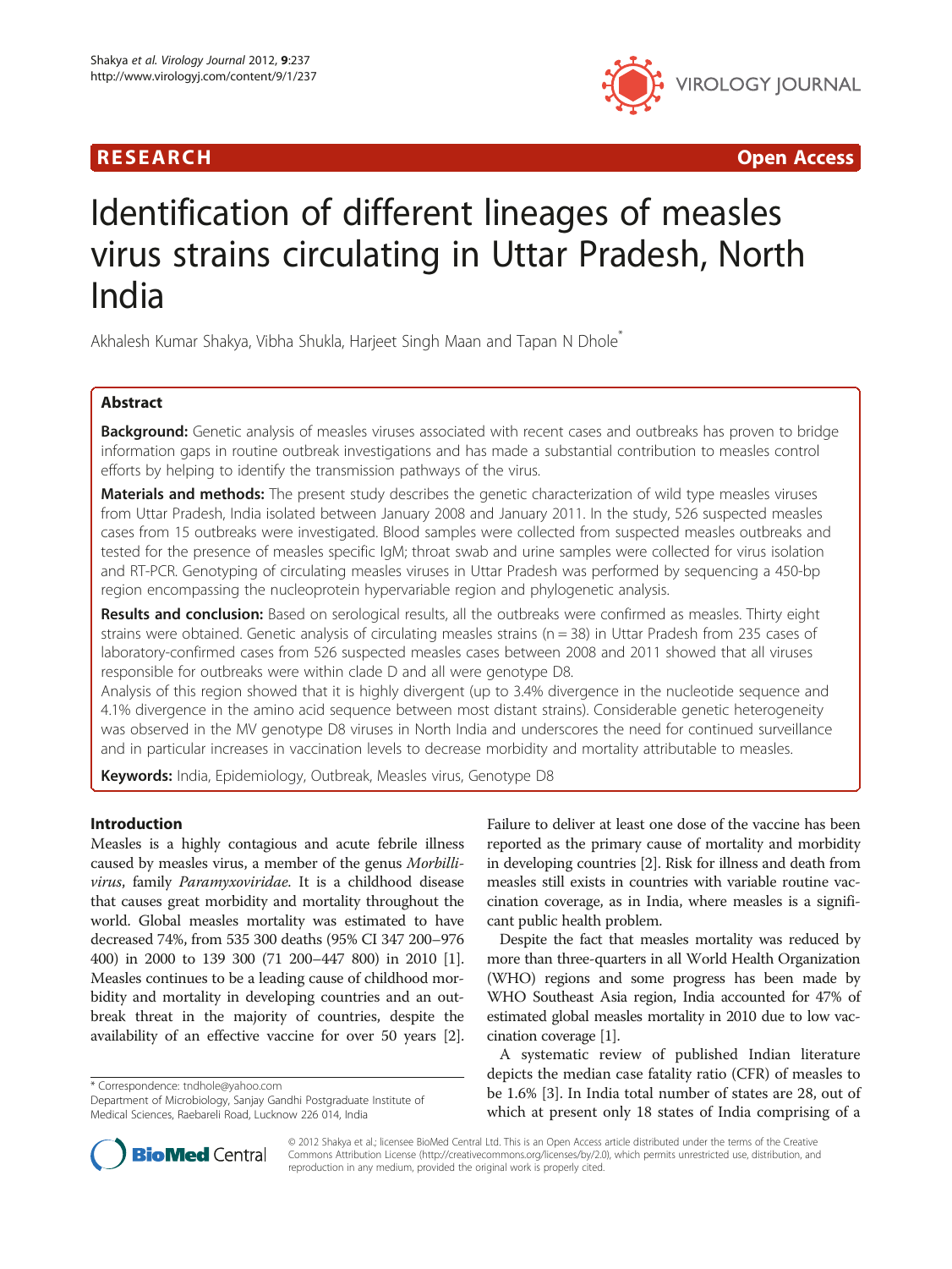RESEARCH Open Access

# Identification of different lineages of measles virus strains circulating in Uttar Pradesh, North India

Akhalesh Kumar Shakya, Vibha Shukla, Harjeet Singh Maan and Tapan N Dhole*

## Abstract

**Background:** Genetic analysis of measles viruses associated with recent cases and outbreaks has proven to bridge information gaps in routine outbreak investigations and has made a substantial contribution to measles control efforts by helping to identify the transmission pathways of the virus.

**Materials and methods:** The present study describes the genetic characterization of wild type measles viruses from Uttar Pradesh, India isolated between January 2008 and January 2011. In the study, 526 suspected measles cases from 15 outbreaks were investigated. Blood samples were collected from suspected measles outbreaks and tested for the presence of measles specific IgM; throat swab and urine samples were collected for virus isolation and RT-PCR. Genotyping of circulating measles viruses in Uttar Pradesh was performed by sequencing a 450-bp region encompassing the nucleoprotein hypervariable region and phylogenetic analysis.

**Results and conclusion:** Based on serological results, all the outbreaks were confirmed as measles. Thirty eight strains were obtained. Genetic analysis of circulating measles strains (n = 38) in Uttar Pradesh from 235 cases of laboratory-confirmed cases from 526 suspected measles cases between 2008 and 2011 showed that all viruses responsible for outbreaks were within clade D and all were genotype D8.

Analysis of this region showed that it is highly divergent (up to 3.4% divergence in the nucleotide sequence and 4.1% divergence in the amino acid sequence between most distant strains). Considerable genetic heterogeneity was observed in the MV genotype D8 viruses in North India and underscores the need for continued surveillance and in particular increases in vaccination levels to decrease morbidity and mortality attributable to measles.

**Keywords:** India, Epidemiology, Outbreak, Measles virus, Genotype D8

## Introduction

Measles is a highly contagious and acute febrile illness caused by measles virus, a member of the genus *Morbillivirus*, family *Paramyxoviridae*. It is a childhood disease that causes great morbidity and mortality throughout the world. Global measles mortality was estimated to have decreased 74%, from 535 300 deaths (95% CI 347 200–976 400) in 2000 to 139 300 (71 200–447 800) in 2010 [1]. Measles continues to be a leading cause of childhood morbidity and mortality in developing countries and an outbreak threat in the majority of countries, despite the availability of an effective vaccine for over 50 years [2]. Failure to deliver at least one dose of the vaccine has been reported as the primary cause of mortality and morbidity in developing countries [2]. Risk for illness and death from measles still exists in countries with variable routine vaccination coverage, as in India, where measles is a significant public health problem.

Despite the fact that measles mortality was reduced by more than three-quarters in all World Health Organization (WHO) regions and some progress has been made by WHO Southeast Asia region, India accounted for 47% of estimated global measles mortality in 2010 due to low vaccination coverage [1].

A systematic review of published Indian literature depicts the median case fatality ratio (CFR) of measles to be 1.6% [3]. In India total number of states are 28, out of which at present only 18 states of India comprising of a

\* Correspondence: tndhole@yahoo.com
Department of Microbiology, Sanjay Gandhi Postgraduate Institute of Medical Sciences, Raebareli Road, Lucknow 226 014, India

© 2012 Shakya et al.; licensee BioMed Central Ltd. This is an Open Access article distributed under the terms of the Creative Commons Attribution License (http://creativecommons.org/licenses/by/2.0), which permits unrestricted use, distribution, and reproduction in any medium, provided the original work is properly cited.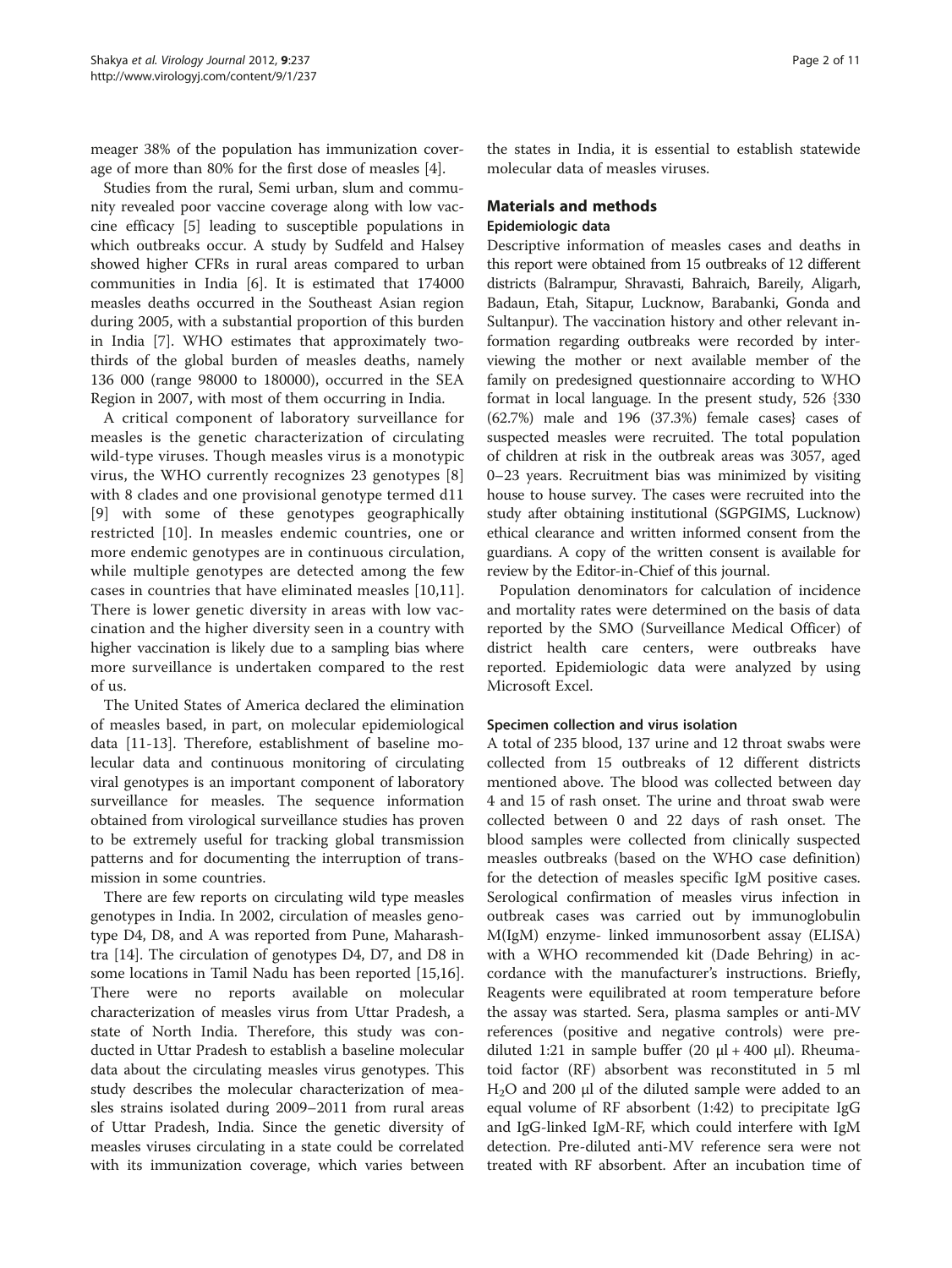meager 38% of the population has immunization coverage of more than 80% for the first dose of measles [4].

Studies from the rural, Semi urban, slum and community revealed poor vaccine coverage along with low vaccine efficacy [5] leading to susceptible populations in which outbreaks occur. A study by Sudfeld and Halsey showed higher CFRs in rural areas compared to urban communities in India [6]. It is estimated that 174000 measles deaths occurred in the Southeast Asian region during 2005, with a substantial proportion of this burden in India [7]. WHO estimates that approximately two-thirds of the global burden of measles deaths, namely 136 000 (range 98000 to 180000), occurred in the SEA Region in 2007, with most of them occurring in India.

A critical component of laboratory surveillance for measles is the genetic characterization of circulating wild-type viruses. Though measles virus is a monotypic virus, the WHO currently recognizes 23 genotypes [8] with 8 clades and one provisional genotype termed d11 [9] with some of these genotypes geographically restricted [10]. In measles endemic countries, one or more endemic genotypes are in continuous circulation, while multiple genotypes are detected among the few cases in countries that have eliminated measles [10,11]. There is lower genetic diversity in areas with low vaccination and the higher diversity seen in a country with higher vaccination is likely due to a sampling bias where more surveillance is undertaken compared to the rest of us.

The United States of America declared the elimination of measles based, in part, on molecular epidemiological data [11-13]. Therefore, establishment of baseline molecular data and continuous monitoring of circulating viral genotypes is an important component of laboratory surveillance for measles. The sequence information obtained from virological surveillance studies has proven to be extremely useful for tracking global transmission patterns and for documenting the interruption of transmission in some countries.

There are few reports on circulating wild type measles genotypes in India. In 2002, circulation of measles genotype D4, D8, and A was reported from Pune, Maharashtra [14]. The circulation of genotypes D4, D7, and D8 in some locations in Tamil Nadu has been reported [15,16]. There were no reports available on molecular characterization of measles virus from Uttar Pradesh, a state of North India. Therefore, this study was conducted in Uttar Pradesh to establish a baseline molecular data about the circulating measles virus genotypes. This study describes the molecular characterization of measles strains isolated during 2009–2011 from rural areas of Uttar Pradesh, India. Since the genetic diversity of measles viruses circulating in a state could be correlated with its immunization coverage, which varies between the states in India, it is essential to establish statewide molecular data of measles viruses.

## Materials and methods

### Epidemiologic data

Descriptive information of measles cases and deaths in this report were obtained from 15 outbreaks of 12 different districts (Balrampur, Shravasti, Bahraich, Bareily, Aligarh, Badaun, Etah, Sitapur, Lucknow, Barabanki, Gonda and Sultanpur). The vaccination history and other relevant information regarding outbreaks were recorded by interviewing the mother or next available member of the family on predesigned questionnaire according to WHO format in local language. In the present study, 526 {330 (62.7%) male and 196 (37.3%) female cases} cases of suspected measles were recruited. The total population of children at risk in the outbreak areas was 3057, aged 0–23 years. Recruitment bias was minimized by visiting house to house survey. The cases were recruited into the study after obtaining institutional (SGPGIMS, Lucknow) ethical clearance and written informed consent from the guardians. A copy of the written consent is available for review by the Editor-in-Chief of this journal.

Population denominators for calculation of incidence and mortality rates were determined on the basis of data reported by the SMO (Surveillance Medical Officer) of district health care centers, were outbreaks have reported. Epidemiologic data were analyzed by using Microsoft Excel.

### Specimen collection and virus isolation

A total of 235 blood, 137 urine and 12 throat swabs were collected from 15 outbreaks of 12 different districts mentioned above. The blood was collected between day 4 and 15 of rash onset. The urine and throat swab were collected between 0 and 22 days of rash onset. The blood samples were collected from clinically suspected measles outbreaks (based on the WHO case definition) for the detection of measles specific IgM positive cases. Serological confirmation of measles virus infection in outbreak cases was carried out by immunoglobulin M(IgM) enzyme- linked immunosorbent assay (ELISA) with a WHO recommended kit (Dade Behring) in accordance with the manufacturer's instructions. Briefly, Reagents were equilibrated at room temperature before the assay was started. Sera, plasma samples or anti-MV references (positive and negative controls) were prediluted 1:21 in sample buffer (20 μl + 400 μl). Rheumatoid factor (RF) absorbent was reconstituted in 5 ml $H_2O$ and 200 μl of the diluted sample were added to an equal volume of RF absorbent (1:42) to precipitate IgG and IgG-linked IgM-RF, which could interfere with IgM detection. Pre-diluted anti-MV reference sera were not treated with RF absorbent. After an incubation time of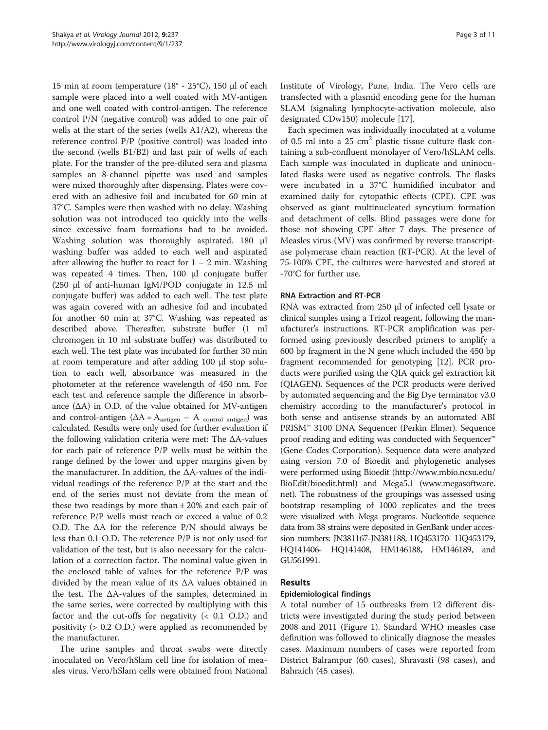15 min at room temperature (18° - 25°C), 150 µl of each sample were placed into a well coated with MV-antigen and one well coated with control-antigen. The reference control P/N (negative control) was added to one pair of wells at the start of the series (wells A1/A2), whereas the reference control P/P (positive control) was loaded into the second (wells B1/B2) and last pair of wells of each plate. For the transfer of the pre-diluted sera and plasma samples an 8-channel pipette was used and samples were mixed thoroughly after dispensing. Plates were covered with an adhesive foil and incubated for 60 min at 37°C. Samples were then washed with no delay. Washing solution was not introduced too quickly into the wells since excessive foam formations had to be avoided. Washing solution was thoroughly aspirated. 180 µl washing buffer was added to each well and aspirated after allowing the buffer to react for 1 – 2 min. Washing was repeated 4 times. Then, 100 µl conjugate buffer (250 µl of anti-human IgM/POD conjugate in 12.5 ml conjugate buffer) was added to each well. The test plate was again covered with an adhesive foil and incubated for another 60 min at 37°C. Washing was repeated as described above. Thereafter, substrate buffer (1 ml chromogen in 10 ml substrate buffer) was distributed to each well. The test plate was incubated for further 30 min at room temperature and after adding 100 µl stop solution to each well, absorbance was measured in the photometer at the reference wavelength of 450 nm. For each test and reference sample the difference in absorbance ($\Delta A$) in O.D. of the value obtained for MV-antigen and control-antigen ($\Delta A = A_{antigen} - A_{control\ antigen}$) was calculated. Results were only used for further evaluation if the following validation criteria were met: The $\Delta A$-values for each pair of reference P/P wells must be within the range defined by the lower and upper margins given by the manufacturer. In addition, the $\Delta A$-values of the individual readings of the reference P/P at the start and the end of the series must not deviate from the mean of these two readings by more than ± 20% and each pair of reference P/P wells must reach or exceed a value of 0.2 O.D. The $\Delta A$ for the reference P/N should always be less than 0.1 O.D. The reference P/P is not only used for validation of the test, but is also necessary for the calculation of a correction factor. The nominal value given in the enclosed table of values for the reference P/P was divided by the mean value of its $\Delta A$ values obtained in the test. The $\Delta A$-values of the samples, determined in the same series, were corrected by multiplying with this factor and the cut-offs for negativity (< 0.1 O.D.) and positivity (> 0.2 O.D.) were applied as recommended by the manufacturer.

The urine samples and throat swabs were directly inoculated on Vero/hSlam cell line for isolation of measles virus. Vero/hSlam cells were obtained from National Institute of Virology, Pune, India. The Vero cells are transfected with a plasmid encoding gene for the human SLAM (signaling lymphocyte-activation molecule, also designated CDw150) molecule [17].

Each specimen was individually inoculated at a volume of 0.5 ml into a 25 $cm^2$ plastic tissue culture flask containing a sub-confluent monolayer of Vero/hSLAM cells. Each sample was inoculated in duplicate and uninoculated flasks were used as negative controls. The flasks were incubated in a 37°C humidified incubator and examined daily for cytopathic effects (CPE). CPE was observed as giant multinucleated syncytium formation and detachment of cells. Blind passages were done for those not showing CPE after 7 days. The presence of Measles virus (MV) was confirmed by reverse transcriptase polymerase chain reaction (RT-PCR). At the level of 75-100% CPE, the cultures were harvested and stored at -70°C for further use.

### RNA Extraction and RT-PCR

RNA was extracted from 250 µl of infected cell lysate or clinical samples using a Trizol reagent, following the manufacturer's instructions. RT-PCR amplification was performed using previously described primers to amplify a 600 bp fragment in the N gene which included the 450 bp fragment recommended for genotyping [12]. PCR products were purified using the QIA quick gel extraction kit (QIAGEN). Sequences of the PCR products were derived by automated sequencing and the Big Dye terminator v3.0 chemistry according to the manufacturer's protocol in both sense and antisense strands by an automated ABI PRISM™ 3100 DNA Sequencer (Perkin Elmer). Sequence proof reading and editing was conducted with Sequencer™ (Gene Codes Corporation). Sequence data were analyzed using version 7.0 of Bioedit and phylogenetic analyses were performed using Bioedit (http://www.mbio.ncsu.edu/BioEdit/bioedit.html) and Mega5.1 (www.megasoftware.net). The robustness of the groupings was assessed using bootstrap resampling of 1000 replicates and the trees were visualized with Mega programs. Nucleotide sequence data from 38 strains were deposited in GenBank under accession numbers: JN381167-JN381188, HQ453170- HQ453179, HQ141406- HQ141408, HM146188, HM146189, and GU561991.

## Results

### Epidemiological findings

A total number of 15 outbreaks from 12 different districts were investigated during the study period between 2008 and 2011 (Figure 1). Standard WHO measles case definition was followed to clinically diagnose the measles cases. Maximum numbers of cases were reported from District Balrampur (60 cases), Shravasti (98 cases), and Bahraich (45 cases).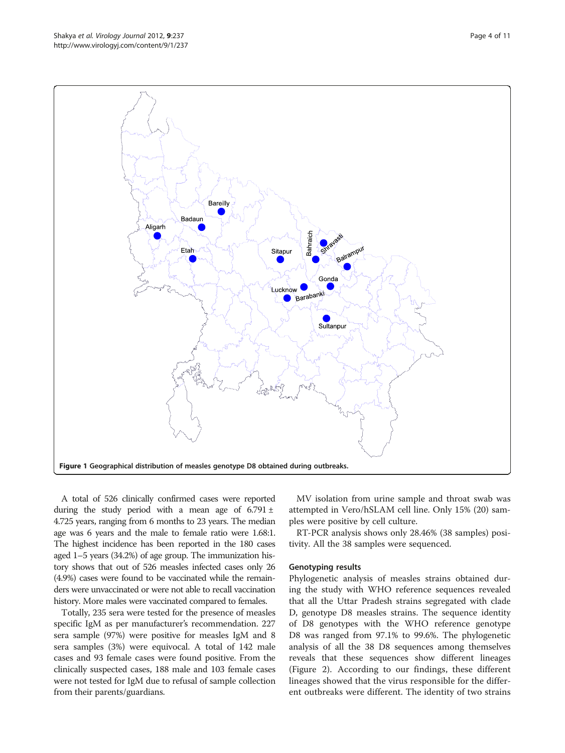Figure 1 Geographical distribution of measles genotype D8 obtained during outbreaks.

A total of 526 clinically confirmed cases were reported during the study period with a mean age of 6.791 ± 4.725 years, ranging from 6 months to 23 years. The median age was 6 years and the male to female ratio were 1.68:1. The highest incidence has been reported in the 180 cases aged 1–5 years (34.2%) of age group. The immunization history shows that out of 526 measles infected cases only 26 (4.9%) cases were found to be vaccinated while the remainders were unvaccinated or were not able to recall vaccination history. More males were vaccinated compared to females.

Totally, 235 sera were tested for the presence of measles specific IgM as per manufacturer's recommendation. 227 sera sample (97%) were positive for measles IgM and 8 sera samples (3%) were equivocal. A total of 142 male cases and 93 female cases were found positive. From the clinically suspected cases, 188 male and 103 female cases were not tested for IgM due to refusal of sample collection from their parents/guardians.

MV isolation from urine sample and throat swab was attempted in Vero/hSLAM cell line. Only 15% (20) samples were positive by cell culture.

RT-PCR analysis shows only 28.46% (38 samples) positivity. All the 38 samples were sequenced.

## Genotyping results

Phylogenetic analysis of measles strains obtained during the study with WHO reference sequences revealed that all the Uttar Pradesh strains segregated with clade D, genotype D8 measles strains. The sequence identity of D8 genotypes with the WHO reference genotype D8 was ranged from 97.1% to 99.6%. The phylogenetic analysis of all the 38 D8 sequences among themselves reveals that these sequences show different lineages (Figure 2). According to our findings, these different lineages showed that the virus responsible for the different outbreaks were different. The identity of two strains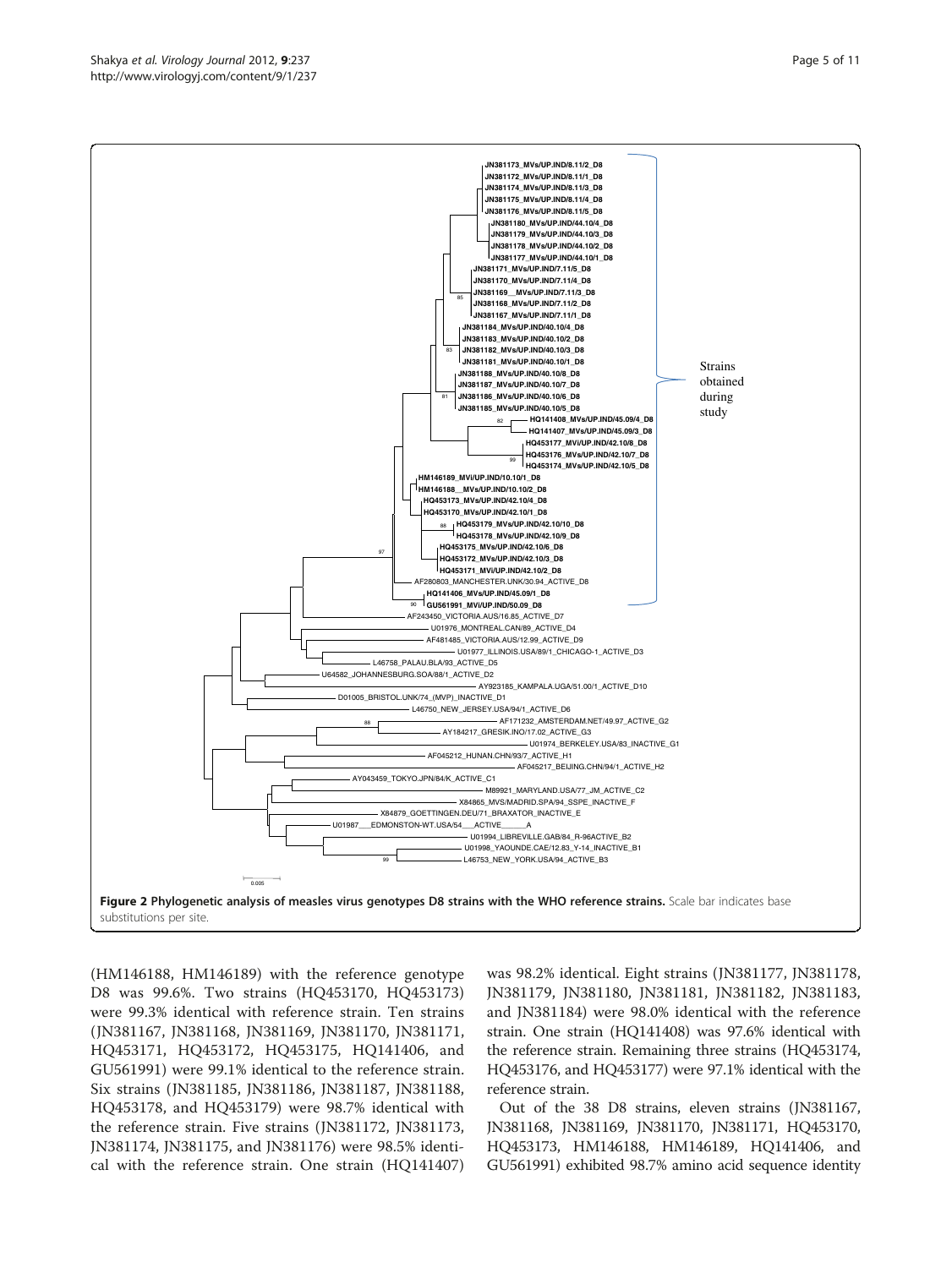**Figure 2 Phylogenetic analysis of measles virus genotypes D8 strains with the WHO reference strains.** Scale bar indicates base substitutions per site.

(HM146188, HM146189) with the reference genotype D8 was 99.6%. Two strains (HQ453170, HQ453173) were 99.3% identical with reference strain. Ten strains (JN381167, JN381168, JN381169, JN381170, JN381171, HQ453171, HQ453172, HQ453175, HQ141406, and GU561991) were 99.1% identical to the reference strain. Six strains (JN381185, JN381186, JN381187, JN381188, HQ453178, and HQ453179) were 98.7% identical with the reference strain. Five strains (JN381172, JN381173, JN381174, JN381175, and JN381176) were 98.5% identical with the reference strain. One strain (HQ141407) was 98.2% identical. Eight strains (JN381177, JN381178, JN381179, JN381180, JN381181, JN381182, JN381183, and JN381184) were 98.0% identical with the reference strain. One strain (HQ141408) was 97.6% identical with the reference strain. Remaining three strains (HQ453174, HQ453176, and HQ453177) were 97.1% identical with the reference strain.

Out of the 38 D8 strains, eleven strains (JN381167, JN381168, JN381169, JN381170, JN381171, HQ453170, HQ453173, HM146188, HM146189, HQ141406, and GU561991) exhibited 98.7% amino acid sequence identity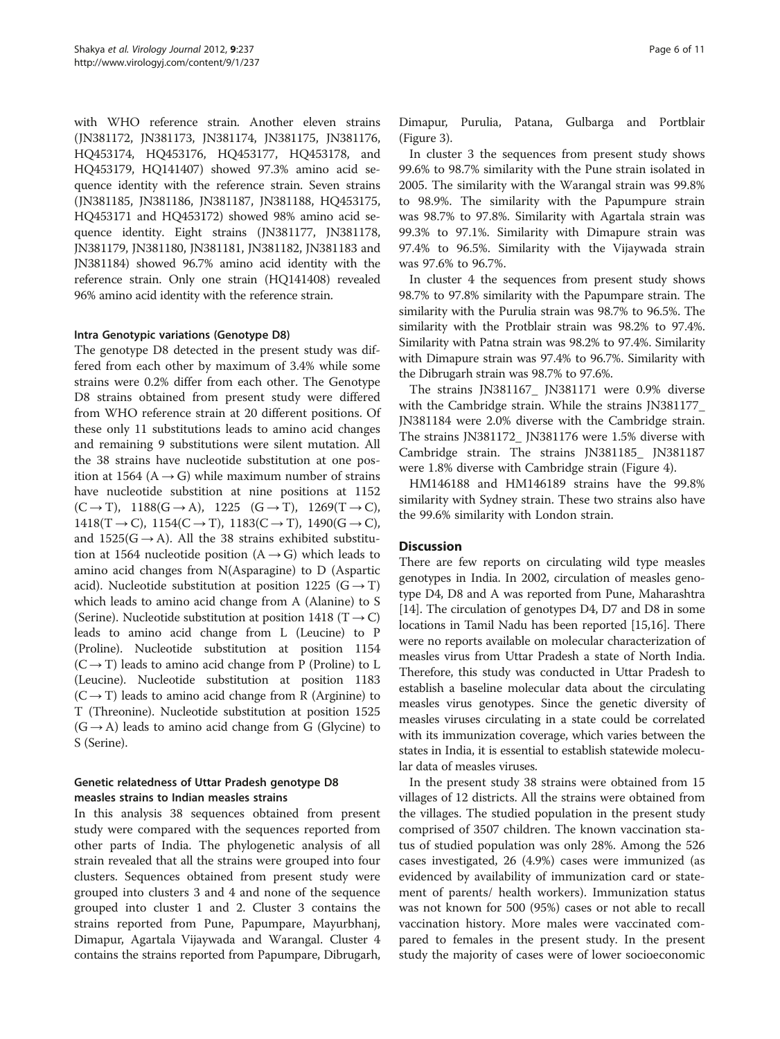with WHO reference strain. Another eleven strains (JN381172, JN381173, JN381174, JN381175, JN381176, HQ453174, HQ453176, HQ453177, HQ453178, and HQ453179, HQ141407) showed 97.3% amino acid sequence identity with the reference strain. Seven strains (JN381185, JN381186, JN381187, JN381188, HQ453175, HQ453171 and HQ453172) showed 98% amino acid sequence identity. Eight strains (JN381177, JN381178, JN381179, JN381180, JN381181, JN381182, JN381183 and JN381184) showed 96.7% amino acid identity with the reference strain. Only one strain (HQ141408) revealed 96% amino acid identity with the reference strain.

### Intra Genotypic variations (Genotype D8)

The genotype D8 detected in the present study was differed from each other by maximum of 3.4% while some strains were 0.2% differ from each other. The Genotype D8 strains obtained from present study were differed from WHO reference strain at 20 different positions. Of these only 11 substitutions leads to amino acid changes and remaining 9 substitutions were silent mutation. All the 38 strains have nucleotide substitution at one position at 1564 ($A \rightarrow G$) while maximum number of strains have nucleotide substitution at nine positions at 1152 ($C \rightarrow T$), 1188($G \rightarrow A$), 1225 ($G \rightarrow T$), 1269($T \rightarrow C$), 1418($T \rightarrow C$), 1154($C \rightarrow T$), 1183($C \rightarrow T$), 1490($G \rightarrow C$), and 1525($G \rightarrow A$). All the 38 strains exhibited substitution at 1564 nucleotide position ($A \rightarrow G$) which leads to amino acid changes from N(Asparagine) to D (Aspartic acid). Nucleotide substitution at position 1225 ($G \rightarrow T$) which leads to amino acid change from A (Alanine) to S (Serine). Nucleotide substitution at position 1418 ($T \rightarrow C$) leads to amino acid change from L (Leucine) to P (Proline). Nucleotide substitution at position 1154 ($C \rightarrow T$) leads to amino acid change from P (Proline) to L (Leucine). Nucleotide substitution at position 1183 ($C \rightarrow T$) leads to amino acid change from R (Arginine) to T (Threonine). Nucleotide substitution at position 1525 ($G \rightarrow A$) leads to amino acid change from G (Glycine) to S (Serine).

### Genetic relatedness of Uttar Pradesh genotype D8 measles strains to Indian measles strains

In this analysis 38 sequences obtained from present study were compared with the sequences reported from other parts of India. The phylogenetic analysis of all strain revealed that all the strains were grouped into four clusters. Sequences obtained from present study were grouped into clusters 3 and 4 and none of the sequence grouped into cluster 1 and 2. Cluster 3 contains the strains reported from Pune, Papumpare, Mayurbhanj, Dimapur, Agartala Vijaywada and Warangal. Cluster 4 contains the strains reported from Papumpare, Dibrugarh, Dimapur, Purulia, Patana, Gulbarga and Portblair (Figure 3).

In cluster 3 the sequences from present study shows 99.6% to 98.7% similarity with the Pune strain isolated in 2005. The similarity with the Warangal strain was 99.8% to 98.9%. The similarity with the Papumpure strain was 98.7% to 97.8%. Similarity with Agartala strain was 99.3% to 97.1%. Similarity with Dimapure strain was 97.4% to 96.5%. Similarity with the Vijaywada strain was 97.6% to 96.7%.

In cluster 4 the sequences from present study shows 98.7% to 97.8% similarity with the Papumpare strain. The similarity with the Purulia strain was 98.7% to 96.5%. The similarity with the Protblair strain was 98.2% to 97.4%. Similarity with Patna strain was 98.2% to 97.4%. Similarity with Dimapure strain was 97.4% to 96.7%. Similarity with the Dibrugarh strain was 98.7% to 97.6%.

The strains JN381167_ JN381171 were 0.9% diverse with the Cambridge strain. While the strains JN381177_ JN381184 were 2.0% diverse with the Cambridge strain. The strains JN381172_ JN381176 were 1.5% diverse with Cambridge strain. The strains JN381185_ JN381187 were 1.8% diverse with Cambridge strain (Figure 4).

HM146188 and HM146189 strains have the 99.8% similarity with Sydney strain. These two strains also have the 99.6% similarity with London strain.

## Discussion

There are few reports on circulating wild type measles genotypes in India. In 2002, circulation of measles genotype D4, D8 and A was reported from Pune, Maharashtra [14]. The circulation of genotypes D4, D7 and D8 in some locations in Tamil Nadu has been reported [15,16]. There were no reports available on molecular characterization of measles virus from Uttar Pradesh a state of North India. Therefore, this study was conducted in Uttar Pradesh to establish a baseline molecular data about the circulating measles virus genotypes. Since the genetic diversity of measles viruses circulating in a state could be correlated with its immunization coverage, which varies between the states in India, it is essential to establish statewide molecular data of measles viruses.

In the present study 38 strains were obtained from 15 villages of 12 districts. All the strains were obtained from the villages. The studied population in the present study comprised of 3507 children. The known vaccination status of studied population was only 28%. Among the 526 cases investigated, 26 (4.9%) cases were immunized (as evidenced by availability of immunization card or statement of parents/ health workers). Immunization status was not known for 500 (95%) cases or not able to recall vaccination history. More males were vaccinated compared to females in the present study. In the present study the majority of cases were of lower socioeconomic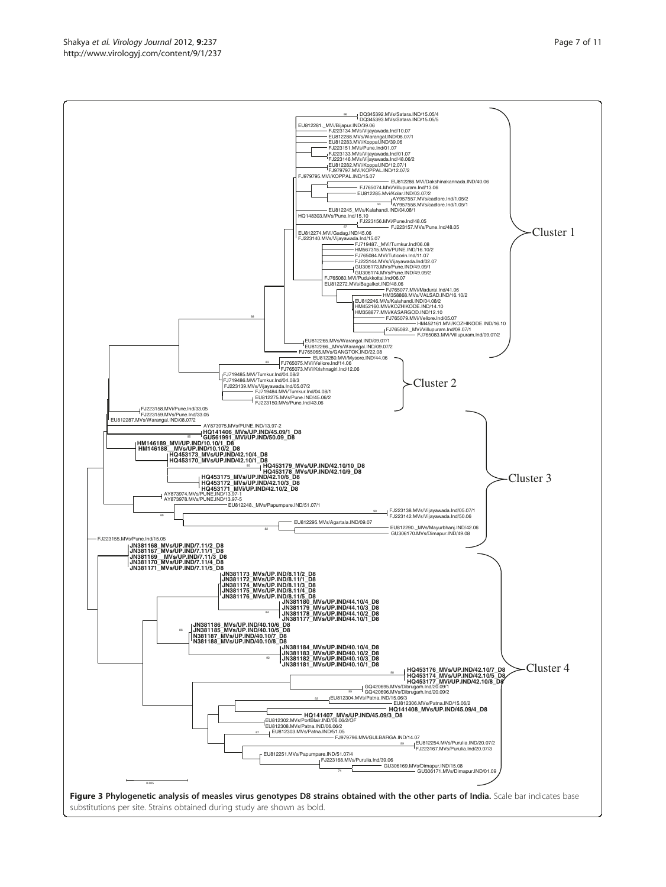**Figure 3 Phylogenetic analysis of measles virus genotypes D8 strains obtained with the other parts of India.** Scale bar indicates base substitutions per site. Strains obtained during study are shown as bold.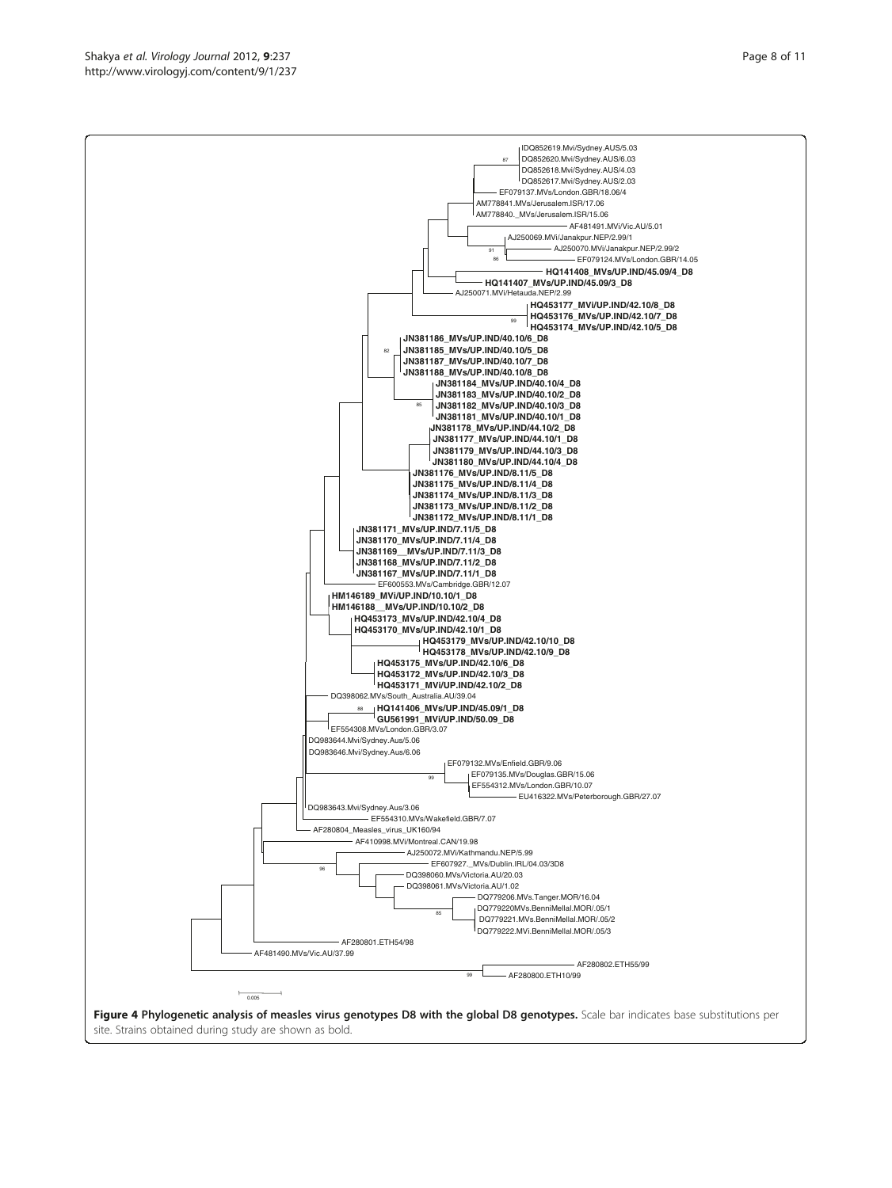**Figure 4 Phylogenetic analysis of measles virus genotypes D8 with the global D8 genotypes.** Scale bar indicates base substitutions per site. Strains obtained during study are shown as bold.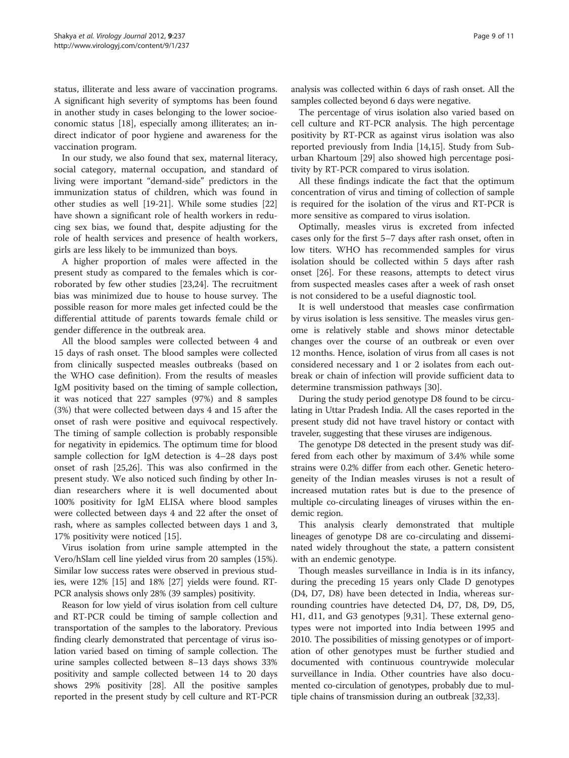status, illiterate and less aware of vaccination programs. A significant high severity of symptoms has been found in another study in cases belonging to the lower socioeconomic status [18], especially among illiterates; an indirect indicator of poor hygiene and awareness for the vaccination program.

In our study, we also found that sex, maternal literacy, social category, maternal occupation, and standard of living were important "demand-side" predictors in the immunization status of children, which was found in other studies as well [19-21]. While some studies [22] have shown a significant role of health workers in reducing sex bias, we found that, despite adjusting for the role of health services and presence of health workers, girls are less likely to be immunized than boys.

A higher proportion of males were affected in the present study as compared to the females which is corroborated by few other studies [23,24]. The recruitment bias was minimized due to house to house survey. The possible reason for more males get infected could be the differential attitude of parents towards female child or gender difference in the outbreak area.

All the blood samples were collected between 4 and 15 days of rash onset. The blood samples were collected from clinically suspected measles outbreaks (based on the WHO case definition). From the results of measles IgM positivity based on the timing of sample collection, it was noticed that 227 samples (97%) and 8 samples (3%) that were collected between days 4 and 15 after the onset of rash were positive and equivocal respectively. The timing of sample collection is probably responsible for negativity in epidemics. The optimum time for blood sample collection for IgM detection is 4–28 days post onset of rash [25,26]. This was also confirmed in the present study. We also noticed such finding by other Indian researchers where it is well documented about 100% positivity for IgM ELISA where blood samples were collected between days 4 and 22 after the onset of rash, where as samples collected between days 1 and 3, 17% positivity were noticed [15].

Virus isolation from urine sample attempted in the Vero/hSlam cell line yielded virus from 20 samples (15%). Similar low success rates were observed in previous studies, were 12% [15] and 18% [27] yields were found. RT-PCR analysis shows only 28% (39 samples) positivity.

Reason for low yield of virus isolation from cell culture and RT-PCR could be timing of sample collection and transportation of the samples to the laboratory. Previous finding clearly demonstrated that percentage of virus isolation varied based on timing of sample collection. The urine samples collected between 8–13 days shows 33% positivity and sample collected between 14 to 20 days shows 29% positivity [28]. All the positive samples reported in the present study by cell culture and RT-PCR analysis was collected within 6 days of rash onset. All the samples collected beyond 6 days were negative.

The percentage of virus isolation also varied based on cell culture and RT-PCR analysis. The high percentage positivity by RT-PCR as against virus isolation was also reported previously from India [14,15]. Study from Suburban Khartoum [29] also showed high percentage positivity by RT-PCR compared to virus isolation.

All these findings indicate the fact that the optimum concentration of virus and timing of collection of sample is required for the isolation of the virus and RT-PCR is more sensitive as compared to virus isolation.

Optimally, measles virus is excreted from infected cases only for the first 5–7 days after rash onset, often in low titers. WHO has recommended samples for virus isolation should be collected within 5 days after rash onset [26]. For these reasons, attempts to detect virus from suspected measles cases after a week of rash onset is not considered to be a useful diagnostic tool.

It is well understood that measles case confirmation by virus isolation is less sensitive. The measles virus genome is relatively stable and shows minor detectable changes over the course of an outbreak or even over 12 months. Hence, isolation of virus from all cases is not considered necessary and 1 or 2 isolates from each outbreak or chain of infection will provide sufficient data to determine transmission pathways [30].

During the study period genotype D8 found to be circulating in Uttar Pradesh India. All the cases reported in the present study did not have travel history or contact with traveler, suggesting that these viruses are indigenous.

The genotype D8 detected in the present study was differed from each other by maximum of 3.4% while some strains were 0.2% differ from each other. Genetic heterogeneity of the Indian measles viruses is not a result of increased mutation rates but is due to the presence of multiple co-circulating lineages of viruses within the endemic region.

This analysis clearly demonstrated that multiple lineages of genotype D8 are co-circulating and disseminated widely throughout the state, a pattern consistent with an endemic genotype.

Though measles surveillance in India is in its infancy, during the preceding 15 years only Clade D genotypes (D4, D7, D8) have been detected in India, whereas surrounding countries have detected D4, D7, D8, D9, D5, H1, d11, and G3 genotypes [9,31]. These external genotypes were not imported into India between 1995 and 2010. The possibilities of missing genotypes or of importation of other genotypes must be further studied and documented with continuous countrywide molecular surveillance in India. Other countries have also documented co-circulation of genotypes, probably due to multiple chains of transmission during an outbreak [32,33].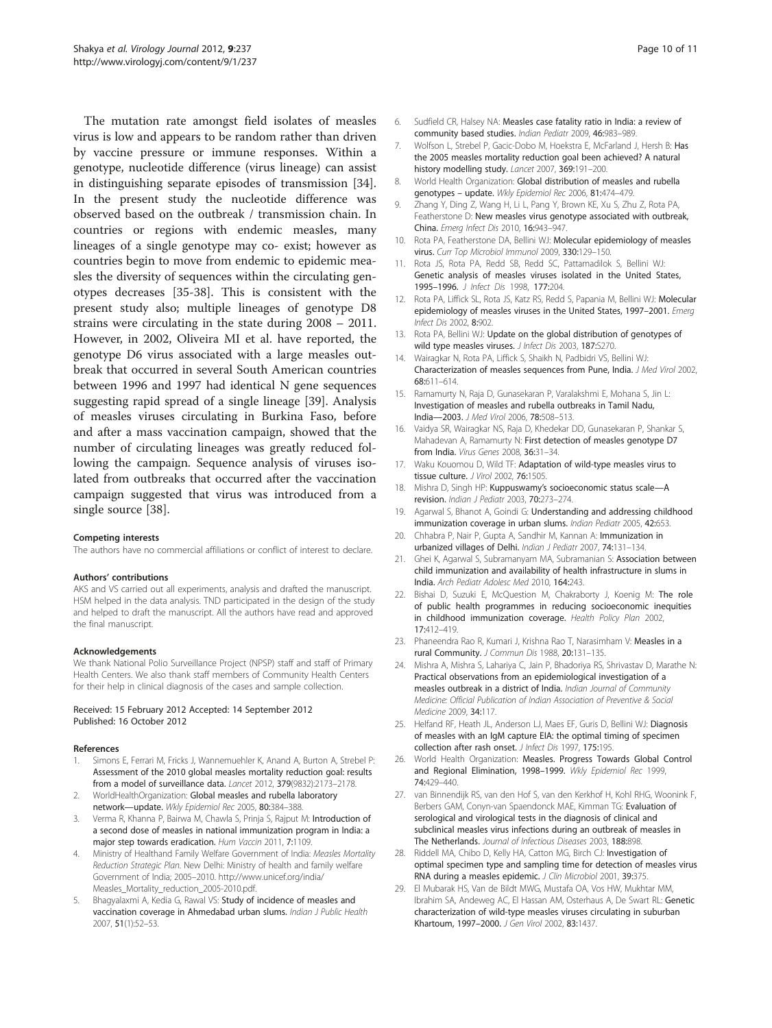The mutation rate amongst field isolates of measles virus is low and appears to be random rather than driven by vaccine pressure or immune responses. Within a genotype, nucleotide difference (virus lineage) can assist in distinguishing separate episodes of transmission [34]. In the present study the nucleotide difference was observed based on the outbreak / transmission chain. In countries or regions with endemic measles, many lineages of a single genotype may co- exist; however as countries begin to move from endemic to epidemic measles the diversity of sequences within the circulating genotypes decreases [35-38]. This is consistent with the present study also; multiple lineages of genotype D8 strains were circulating in the state during 2008 – 2011. However, in 2002, Oliveira MI et al. have reported, the genotype D6 virus associated with a large measles outbreak that occurred in several South American countries between 1996 and 1997 had identical N gene sequences suggesting rapid spread of a single lineage [39]. Analysis of measles viruses circulating in Burkina Faso, before and after a mass vaccination campaign, showed that the number of circulating lineages was greatly reduced following the campaign. Sequence analysis of viruses isolated from outbreaks that occurred after the vaccination campaign suggested that virus was introduced from a single source [38].

#### Competing interests

The authors have no commercial affiliations or conflict of interest to declare.

#### Authors' contributions

AKS and VS carried out all experiments, analysis and drafted the manuscript. HSM helped in the data analysis. TND participated in the design of the study and helped to draft the manuscript. All the authors have read and approved the final manuscript.

#### Acknowledgements

We thank National Polio Surveillance Project (NPSP) staff and staff of Primary Health Centers. We also thank staff members of Community Health Centers for their help in clinical diagnosis of the cases and sample collection.

Received: 15 February 2012 Accepted: 14 September 2012
Published: 16 October 2012

#### References

1. Simons E, Ferrari M, Fricks J, Wannemuehler K, Anand A, Burton A, Strebel P: **Assessment of the 2010 global measles mortality reduction goal: results from a model of surveillance data.** *Lancet* 2012, **379**(9832):2173–2178.
2. WorldHealthOrganization: **Global measles and rubella laboratory network—update.** *Wkly Epidemiol Rec* 2005, **80**:384–388.
3. Verma R, Khanna P, Bairwa M, Chawla S, Prinja S, Rajput M: **Introduction of a second dose of measles in national immunization program in India: a major step towards eradication.** *Hum Vaccin* 2011, **7**:1109.
4. Ministry of Healthand Family Welfare Government of India: *Measles Mortality Reduction Strategic Plan*. New Delhi: Ministry of health and family welfare Government of India; 2005–2010. http://www.unicef.org/india/Measles_Mortality_reduction_2005-2010.pdf.
5. Bhagyalaxmi A, Kedia G, Rawal VS: **Study of incidence of measles and vaccination coverage in Ahmedabad urban slums.** *Indian J Public Health* 2007, **51**(1):52–53.
6. Sudfield CR, Halsey NA: **Measles case fatality ratio in India: a review of community based studies.** *Indian Pediatr* 2009, **46**:983–989.
7. Wolfson L, Strebel P, Gacic-Dobo M, Hoekstra E, McFarland J, Hersh B: **Has the 2005 measles mortality reduction goal been achieved? A natural history modelling study.** *Lancet* 2007, **369**:191–200.
8. World Health Organization: **Global distribution of measles and rubella genotypes – update.** *Wkly Epidemiol Rec* 2006, **81**:474–479.
9. Zhang Y, Ding Z, Wang H, Li L, Pang Y, Brown KE, Xu S, Zhu Z, Rota PA, Featherstone D: **New measles virus genotype associated with outbreak, China.** *Emerg Infect Dis* 2010, **16**:943–947.
10. Rota PA, Featherstone DA, Bellini WJ: **Molecular epidemiology of measles virus.** *Curr Top Microbiol Immunol* 2009, **330**:129–150.
11. Rota JS, Rota PA, Redd SB, Redd SC, Pattamadilok S, Bellini WJ: **Genetic analysis of measles viruses isolated in the United States, 1995–1996.** *J Infect Dis* 1998, **177**:204.
12. Rota PA, Liffick SL, Rota JS, Katz RS, Redd S, Papania M, Bellini WJ: **Molecular epidemiology of measles viruses in the United States, 1997–2001.** *Emerg Infect Dis* 2002, **8**:902.
13. Rota PA, Bellini WJ: **Update on the global distribution of genotypes of wild type measles viruses.** *J Infect Dis* 2003, **187**:S270.
14. Wairagkar N, Rota PA, Liffick S, Shaikh N, Padbidri VS, Bellini WJ: **Characterization of measles sequences from Pune, India.** *J Med Virol* 2002, **68**:611–614.
15. Ramamurty N, Raja D, Gunasekaran P, Varalakshmi E, Mohana S, Jin L: **Investigation of measles and rubella outbreaks in Tamil Nadu, India—2003.** *J Med Virol* 2006, **78**:508–513.
16. Vaidya SR, Wairagkar NS, Raja D, Khedekar DD, Gunasekaran P, Shankar S, Mahadevan A, Ramamurty N: **First detection of measles genotype D7 from India.** *Virus Genes* 2008, **36**:31–34.
17. Waku Kouomou D, Wild TF: **Adaptation of wild-type measles virus to tissue culture.** *J Virol* 2002, **76**:1505.
18. Mishra D, Singh HP: **Kuppuswamy's socioeconomic status scale—A revision.** *Indian J Pediatr* 2003, **70**:273–274.
19. Agarwal S, Bhanot A, Goindi G: **Understanding and addressing childhood immunization coverage in urban slums.** *Indian Pediatr* 2005, **42**:653.
20. Chhabra P, Nair P, Gupta A, Sandhir M, Kannan A: **Immunization in urbanized villages of Delhi.** *Indian J Pediatr* 2007, **74**:131–134.
21. Ghei K, Agarwal S, Subramanyam MA, Subramanian S: **Association between child immunization and availability of health infrastructure in slums in India.** *Arch Pediatr Adolesc Med* 2010, **164**:243.
22. Bishai D, Suzuki E, McQuestion M, Chakraborty J, Koenig M: **The role of public health programmes in reducing socioeconomic inequities in childhood immunization coverage.** *Health Policy Plan* 2002, **17**:412–419.
23. Phaneendra Rao R, Kumari J, Krishna Rao T, Narasimham V: **Measles in a rural Community.** *J Commun Dis* 1988, **20**:131–135.
24. Mishra A, Mishra S, Lahariya C, Jain P, Bhadoriya RS, Shrivastav D, Marathe N: **Practical observations from an epidemiological investigation of a measles outbreak in a district of India.** *Indian Journal of Community Medicine: Official Publication of Indian Association of Preventive & Social Medicine* 2009, **34**:117.
25. Helfand RF, Heath JL, Anderson LJ, Maes EF, Guris D, Bellini WJ: **Diagnosis of measles with an IgM capture EIA: the optimal timing of specimen collection after rash onset.** *J Infect Dis* 1997, **175**:195.
26. World Health Organization: **Measles. Progress Towards Global Control and Regional Elimination, 1998–1999.** *Wkly Epidemiol Rec* 1999, **74**:429–440.
27. van Binnendijk RS, van den Hof S, van den Kerkhof H, Kohl RHG, Woonink F, Berbers GAM, Conyn-van Spaendonck MAE, Kimman TG: **Evaluation of serological and virological tests in the diagnosis of clinical and subclinical measles virus infections during an outbreak of measles in The Netherlands.** *Journal of Infectious Diseases* 2003, **188**:898.
28. Riddell MA, Chibo D, Kelly HA, Catton MG, Birch CJ: **Investigation of optimal specimen type and sampling time for detection of measles virus RNA during a measles epidemic.** *J Clin Microbiol* 2001, **39**:375.
29. El Mubarak HS, Van de Bildt MWG, Mustafa OA, Vos HW, Mukhtar MM, Ibrahim SA, Andeweg AC, El Hassan AM, Osterhaus A, De Swart RL: **Genetic characterization of wild-type measles viruses circulating in suburban Khartoum, 1997–2000.** *J Gen Virol* 2002, **83**:1437.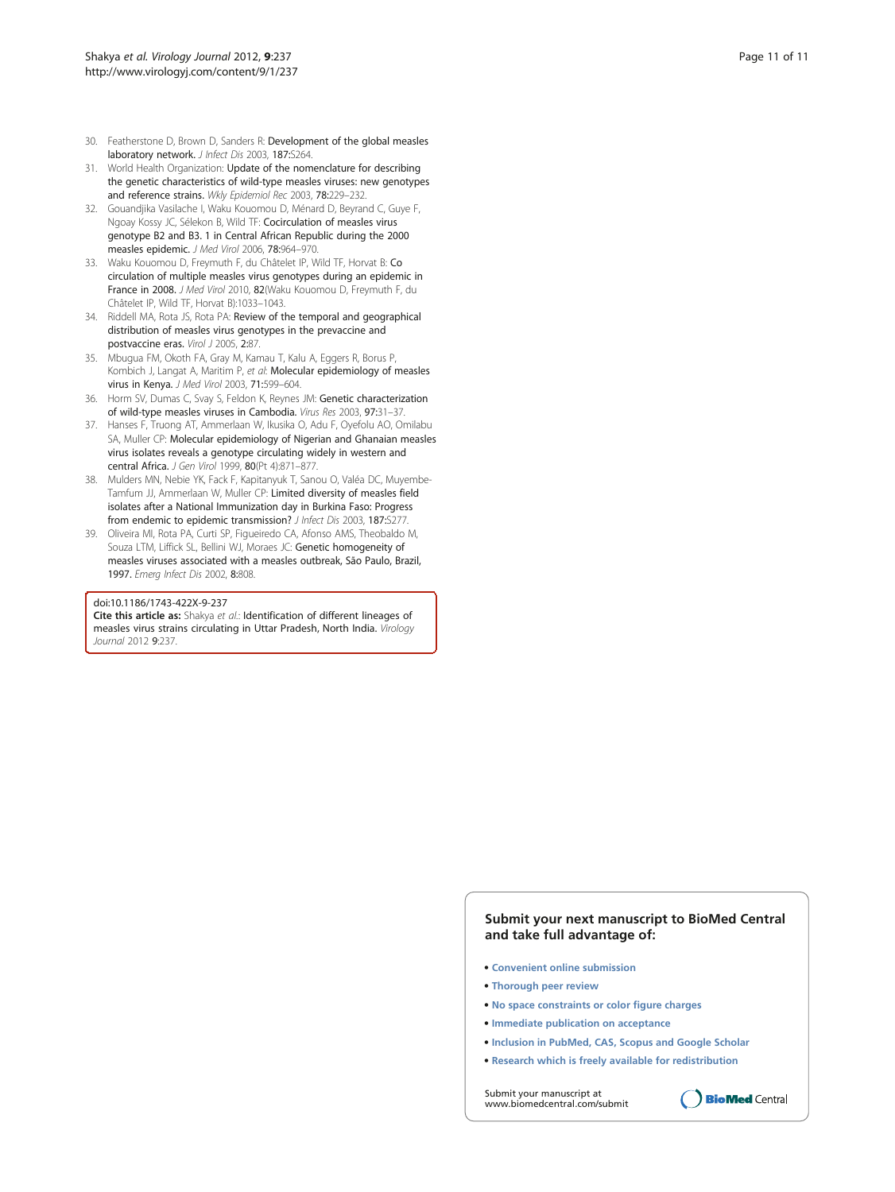30. Featherstone D, Brown D, Sanders R: **Development of the global measles laboratory network.** *J Infect Dis* 2003, **187:**S264.
31. World Health Organization: **Update of the nomenclature for describing the genetic characteristics of wild-type measles viruses: new genotypes and reference strains.** *Wkly Epidemiol Rec* 2003, **78:**229–232.
32. Gouandjika Vasilache I, Waku Kouomou D, Ménard D, Beyrand C, Guye F, Ngoay Kossy JC, Sélekon B, Wild TF: **Cocirculation of measles virus genotype B2 and B3. 1 in Central African Republic during the 2000 measles epidemic.** *J Med Virol* 2006, **78:**964–970.
33. Waku Kouomou D, Freymuth F, du Châtelet IP, Wild TF, Horvat B: **Co circulation of multiple measles virus genotypes during an epidemic in France in 2008.** *J Med Virol* 2010, **82**(Waku Kouomou D, Freymuth F, du Châtelet IP, Wild TF, Horvat B):1033–1043.
34. Riddell MA, Rota JS, Rota PA: **Review of the temporal and geographical distribution of measles virus genotypes in the prevaccine and postvaccine eras.** *Virol J* 2005, **2:**87.
35. Mbugua FM, Okoth FA, Gray M, Kamau T, Kalu A, Eggers R, Borus P, Kombich J, Langat A, Maritim P, *et al*: **Molecular epidemiology of measles virus in Kenya.** *J Med Virol* 2003, **71:**599–604.
36. Horm SV, Dumas C, Svay S, Feldon K, Reynes JM: **Genetic characterization of wild-type measles viruses in Cambodia.** *Virus Res* 2003, **97:**31–37.
37. Hanses F, Truong AT, Ammerlaan W, Ikusika O, Adu F, Oyefolu AO, Omilabu SA, Muller CP: **Molecular epidemiology of Nigerian and Ghanaian measles virus isolates reveals a genotype circulating widely in western and central Africa.** *J Gen Virol* 1999, **80**(Pt 4):871–877.
38. Mulders MN, Nebie YK, Fack F, Kapitanyuk T, Sanou O, Valéa DC, Muyembe-Tamfum JJ, Ammerlaan W, Muller CP: **Limited diversity of measles field isolates after a National Immunization day in Burkina Faso: Progress from endemic to epidemic transmission?** *J Infect Dis* 2003, **187:**S277.
39. Oliveira MI, Rota PA, Curti SP, Figueiredo CA, Afonso AMS, Theobaldo M, Souza LTM, Liffick SL, Bellini WJ, Moraes JC: **Genetic homogeneity of measles viruses associated with a measles outbreak, São Paulo, Brazil, 1997.** *Emerg Infect Dis* 2002, **8:**808.

doi:10.1186/1743-422X-9-237

**Cite this article as:** Shakya *et al.*: Identification of different lineages of measles virus strains circulating in Uttar Pradesh, North India. *Virology Journal* 2012 **9**:237.

**Submit your next manuscript to BioMed Central and take full advantage of:**

- **Convenient online submission**
- **Thorough peer review**
- **No space constraints or color figure charges**
- **Immediate publication on acceptance**
- **Inclusion in PubMed, CAS, Scopus and Google Scholar**
- **Research which is freely available for redistribution**

Submit your manuscript at
www.biomedcentral.com/submit

BioMed Central